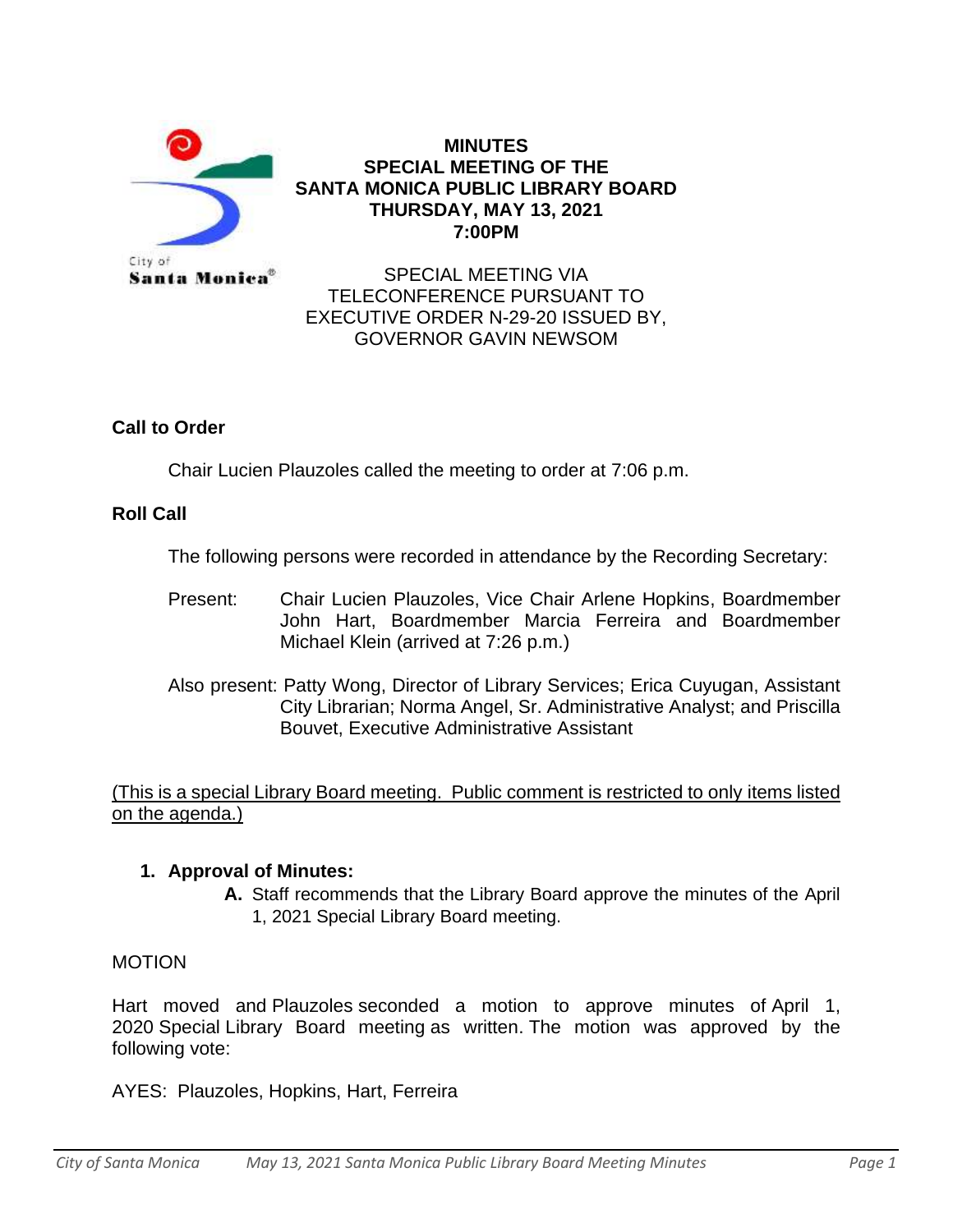# MINUTES
# SPECIAL MEETING OF THE SANTA MONICA PUBLIC LIBRARY BOARD
## THURSDAY, MAY 13, 2021
## 7:00PM

City of Santa Monica®

SPECIAL MEETING VIA TELECONFERENCE PURSUANT TO EXECUTIVE ORDER N-29-20 ISSUED BY, GOVERNOR GAVIN NEWSOM

### Call to Order

Chair Lucien Plauzoles called the meeting to order at 7:06 p.m.

### Roll Call

The following persons were recorded in attendance by the Recording Secretary:

Present: Chair Lucien Plauzoles, Vice Chair Arlene Hopkins, Boardmember John Hart, Boardmember Marcia Ferreira and Boardmember Michael Klein (arrived at 7:26 p.m.)

Also present: Patty Wong, Director of Library Services; Erica Cuyugan, Assistant City Librarian; Norma Angel, Sr. Administrative Analyst; and Priscilla Bouvet, Executive Administrative Assistant

<u>(This is a special Library Board meeting. Public comment is restricted to only items listed on the agenda.)</u>

1. **Approval of Minutes:**
   - **A.** Staff recommends that the Library Board approve the minutes of the April 1, 2021 Special Library Board meeting.

MOTION

Hart moved and Plauzoles seconded a motion to approve minutes of April 1, 2020 Special Library Board meeting as written. The motion was approved by the following vote:

AYES: Plauzoles, Hopkins, Hart, Ferreira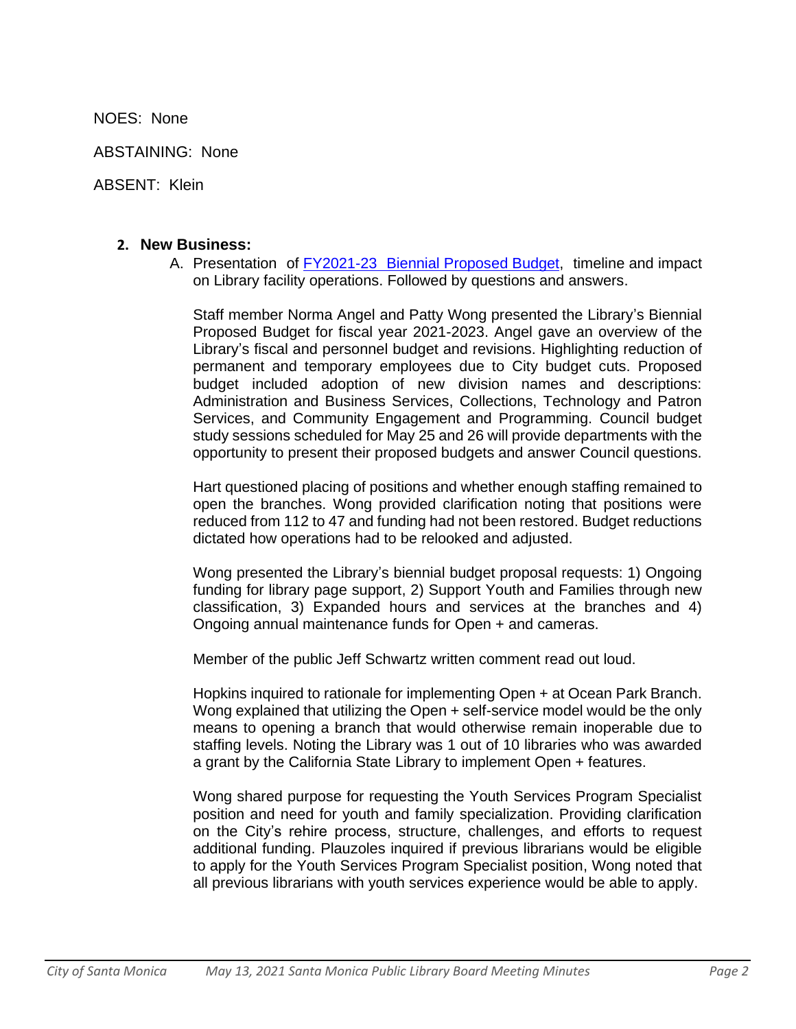NOES: None

ABSTAINING: None

ABSENT: Klein

2. **New Business:**

   A. Presentation of [FY2021-23 Biennial Proposed Budget](), timeline and impact on Library facility operations. Followed by questions and answers.

   Staff member Norma Angel and Patty Wong presented the Library's Biennial Proposed Budget for fiscal year 2021-2023. Angel gave an overview of the Library's fiscal and personnel budget and revisions. Highlighting reduction of permanent and temporary employees due to City budget cuts. Proposed budget included adoption of new division names and descriptions: Administration and Business Services, Collections, Technology and Patron Services, and Community Engagement and Programming. Council budget study sessions scheduled for May 25 and 26 will provide departments with the opportunity to present their proposed budgets and answer Council questions.

   Hart questioned placing of positions and whether enough staffing remained to open the branches. Wong provided clarification noting that positions were reduced from 112 to 47 and funding had not been restored. Budget reductions dictated how operations had to be relooked and adjusted.

   Wong presented the Library's biennial budget proposal requests: 1) Ongoing funding for library page support, 2) Support Youth and Families through new classification, 3) Expanded hours and services at the branches and 4) Ongoing annual maintenance funds for Open + and cameras.

   Member of the public Jeff Schwartz written comment read out loud.

   Hopkins inquired to rationale for implementing Open + at Ocean Park Branch. Wong explained that utilizing the Open + self-service model would be the only means to opening a branch that would otherwise remain inoperable due to staffing levels. Noting the Library was 1 out of 10 libraries who was awarded a grant by the California State Library to implement Open + features.

   Wong shared purpose for requesting the Youth Services Program Specialist position and need for youth and family specialization. Providing clarification on the City's rehire process, structure, challenges, and efforts to request additional funding. Plauzoles inquired if previous librarians would be eligible to apply for the Youth Services Program Specialist position, Wong noted that all previous librarians with youth services experience would be able to apply.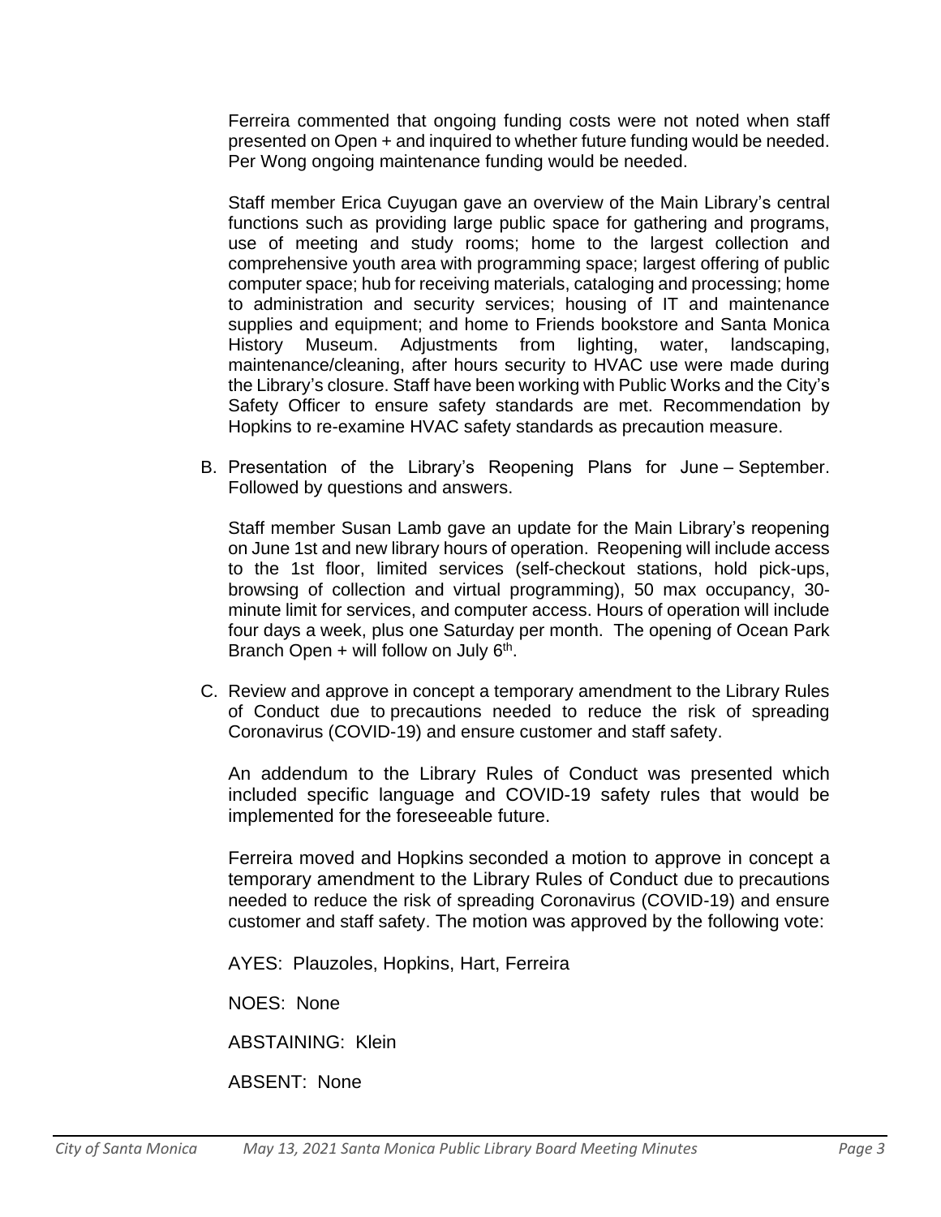Ferreira commented that ongoing funding costs were not noted when staff presented on Open + and inquired to whether future funding would be needed. Per Wong ongoing maintenance funding would be needed.

Staff member Erica Cuyugan gave an overview of the Main Library's central functions such as providing large public space for gathering and programs, use of meeting and study rooms; home to the largest collection and comprehensive youth area with programming space; largest offering of public computer space; hub for receiving materials, cataloging and processing; home to administration and security services; housing of IT and maintenance supplies and equipment; and home to Friends bookstore and Santa Monica History Museum. Adjustments from lighting, water, landscaping, maintenance/cleaning, after hours security to HVAC use were made during the Library's closure. Staff have been working with Public Works and the City's Safety Officer to ensure safety standards are met. Recommendation by Hopkins to re-examine HVAC safety standards as precaution measure.

B. Presentation of the Library's Reopening Plans for June – September. Followed by questions and answers.

Staff member Susan Lamb gave an update for the Main Library's reopening on June 1st and new library hours of operation. Reopening will include access to the 1st floor, limited services (self-checkout stations, hold pick-ups, browsing of collection and virtual programming), 50 max occupancy, 30-minute limit for services, and computer access. Hours of operation will include four days a week, plus one Saturday per month. The opening of Ocean Park Branch Open + will follow on July 6th.

C. Review and approve in concept a temporary amendment to the Library Rules of Conduct due to precautions needed to reduce the risk of spreading Coronavirus (COVID-19) and ensure customer and staff safety.

An addendum to the Library Rules of Conduct was presented which included specific language and COVID-19 safety rules that would be implemented for the foreseeable future.

Ferreira moved and Hopkins seconded a motion to approve in concept a temporary amendment to the Library Rules of Conduct due to precautions needed to reduce the risk of spreading Coronavirus (COVID-19) and ensure customer and staff safety. The motion was approved by the following vote:

AYES: Plauzoles, Hopkins, Hart, Ferreira

NOES: None

ABSTAINING: Klein

ABSENT: None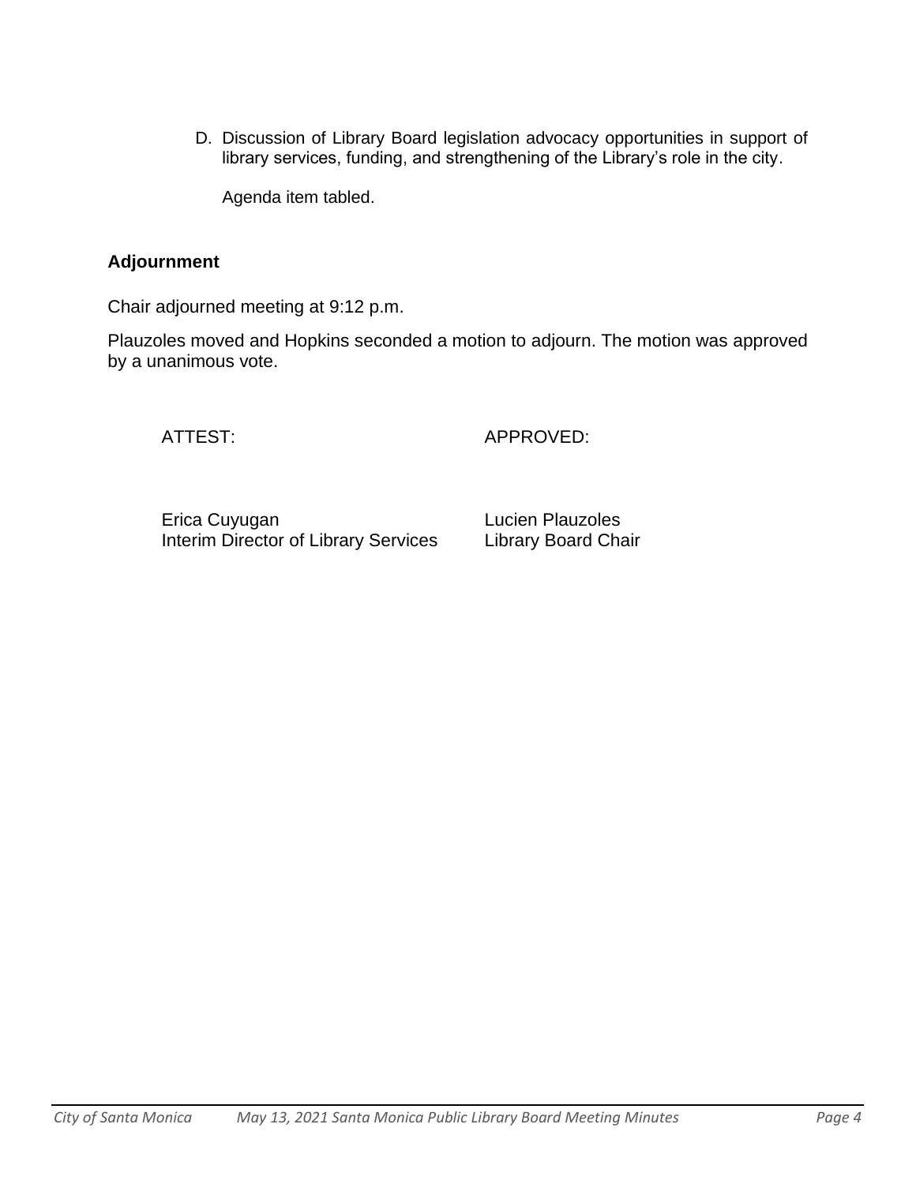D. Discussion of Library Board legislation advocacy opportunities in support of library services, funding, and strengthening of the Library's role in the city.

   Agenda item tabled.

**Adjournment**

Chair adjourned meeting at 9:12 p.m.

Plauzoles moved and Hopkins seconded a motion to adjourn. The motion was approved by a unanimous vote.

| ATTEST: | APPROVED: |
| --- | --- |
| Erica Cuyugan<br>Interim Director of Library Services | Lucien Plauzoles<br>Library Board Chair |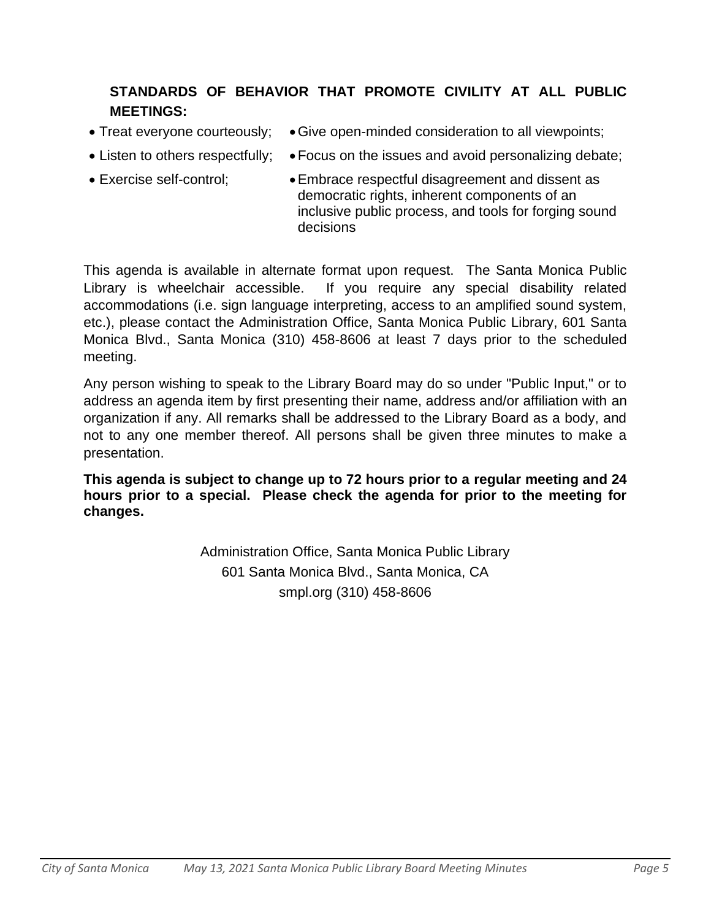**STANDARDS OF BEHAVIOR THAT PROMOTE CIVILITY AT ALL PUBLIC MEETINGS:**

- Treat everyone courteously;
- Listen to others respectfully;
- Exercise self-control;
- Give open-minded consideration to all viewpoints;
- Focus on the issues and avoid personalizing debate;
- Embrace respectful disagreement and dissent as democratic rights, inherent components of an inclusive public process, and tools for forging sound decisions

This agenda is available in alternate format upon request. The Santa Monica Public Library is wheelchair accessible. If you require any special disability related accommodations (i.e. sign language interpreting, access to an amplified sound system, etc.), please contact the Administration Office, Santa Monica Public Library, 601 Santa Monica Blvd., Santa Monica (310) 458-8606 at least 7 days prior to the scheduled meeting.

Any person wishing to speak to the Library Board may do so under "Public Input," or to address an agenda item by first presenting their name, address and/or affiliation with an organization if any. All remarks shall be addressed to the Library Board as a body, and not to any one member thereof. All persons shall be given three minutes to make a presentation.

**This agenda is subject to change up to 72 hours prior to a regular meeting and 24 hours prior to a special. Please check the agenda for prior to the meeting for changes.**

Administration Office, Santa Monica Public Library
601 Santa Monica Blvd., Santa Monica, CA
smpl.org (310) 458-8606